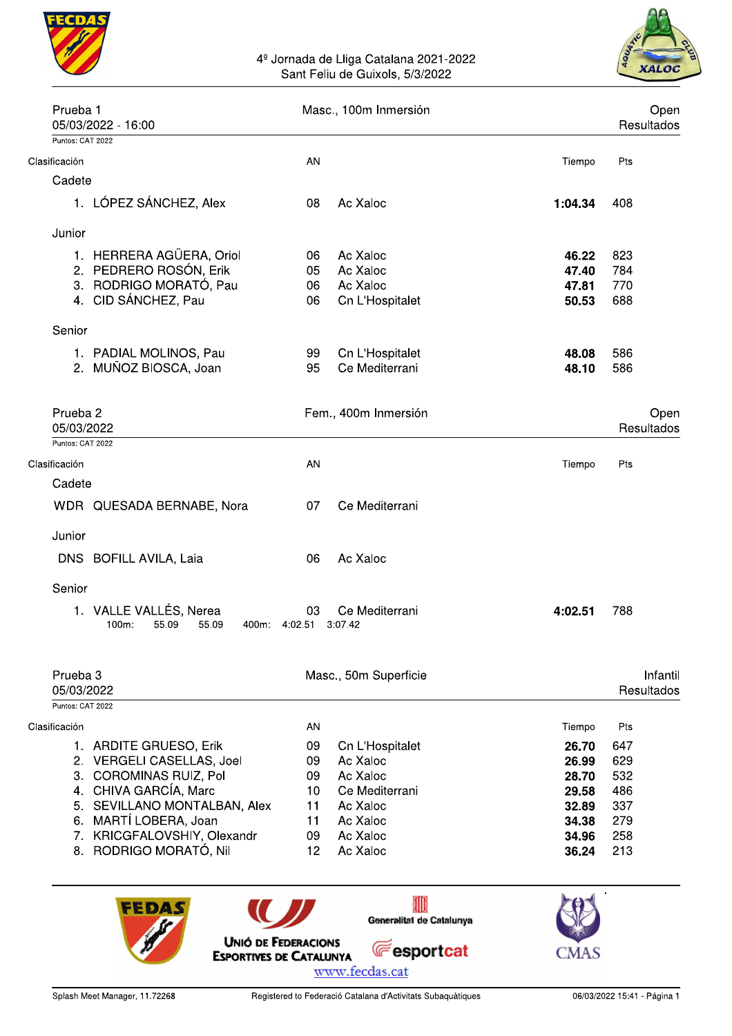# 4º Jornada de Lliga Catalana 2021-2022

Sant Feliu de Guixols, 5/3/2022

## Prueba 1 — Masc., 100m Inmersión — Open

05/03/2022 - 16:00 — Resultados

Puntos: CAT 2022

| Clasificación | | AN | | Tiempo | Pts |
|---|---|---|---|---|---|
| **Cadete** | | | | | |
| 1. | LÓPEZ SÁNCHEZ, Alex | 08 | Ac Xaloc | **1:04.34** | 408 |
| **Junior** | | | | | |
| 1. | HERRERA AGÜERA, Oriol | 06 | Ac Xaloc | **46.22** | 823 |
| 2. | PEDRERO ROSÓN, Erik | 05 | Ac Xaloc | **47.40** | 784 |
| 3. | RODRIGO MORATÓ, Pau | 06 | Ac Xaloc | **47.81** | 770 |
| 4. | CID SÁNCHEZ, Pau | 06 | Cn L'Hospitalet | **50.53** | 688 |
| **Senior** | | | | | |
| 1. | PADIAL MOLINOS, Pau | 99 | Cn L'Hospitalet | **48.08** | 586 |
| 2. | MUÑOZ BIOSCA, Joan | 95 | Ce Mediterrani | **48.10** | 586 |

## Prueba 2 — Fem., 400m Inmersión — Open

05/03/2022 — Resultados

Puntos: CAT 2022

| Clasificación | | AN | | Tiempo | Pts |
|---|---|---|---|---|---|
| **Cadete** | | | | | |
| WDR | QUESADA BERNABE, Nora | 07 | Ce Mediterrani | | |
| **Junior** | | | | | |
| DNS | BOFILL AVILA, Laia | 06 | Ac Xaloc | | |
| **Senior** | | | | | |
| 1. | VALLE VALLÉS, Nerea | 03 | Ce Mediterrani | **4:02.51** | 788 |

100m: 55.09 55.09 400m: 4:02.51 3:07.42

## Prueba 3 — Masc., 50m Superficie — Infantil

05/03/2022 — Resultados

Puntos: CAT 2022

| Clasificación | | AN | | Tiempo | Pts |
|---|---|---|---|---|---|
| 1. | ARDITE GRUESO, Erik | 09 | Cn L'Hospitalet | **26.70** | 647 |
| 2. | VERGELI CASELLAS, Joel | 09 | Ac Xaloc | **26.99** | 629 |
| 3. | COROMINAS RUIZ, Pol | 09 | Ac Xaloc | **28.70** | 532 |
| 4. | CHIVA GARCÍA, Marc | 10 | Ce Mediterrani | **29.58** | 486 |
| 5. | SEVILLANO MONTALBAN, Alex | 11 | Ac Xaloc | **32.89** | 337 |
| 6. | MARTÍ LOBERA, Joan | 11 | Ac Xaloc | **34.38** | 279 |
| 7. | KRICGFALOVSHIY, Olexandr | 09 | Ac Xaloc | **34.96** | 258 |
| 8. | RODRIGO MORATÓ, Nil | 12 | Ac Xaloc | **36.24** | 213 |

Unió de Federacions Esportives de Catalunya — Generalitat de Catalunya — esportcat — CMAS

www.fecdas.cat

Splash Meet Manager, 11.72268 — Registered to Federació Catalana d'Activitats Subaquàtiques — 06/03/2022 15:41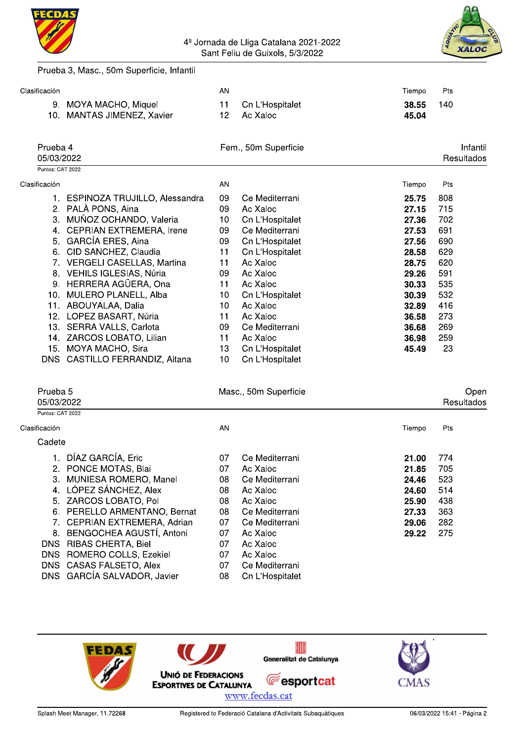4º Jornada de Lliga Catalana 2021-2022
Sant Feliu de Guixols, 5/3/2022

Prueba 3, Masc., 50m Superficie, Infantil

| Clasificación | | AN | | Tiempo | Pts |
|---|---|---|---|---|---|
| 9. | MOYA MACHO, Miquel | 11 | Cn L'Hospitalet | **38.55** | 140 |
| 10. | MANTAS JIMENEZ, Xavier | 12 | Ac Xaloc | **45.04** | |

## Prueba 4 — Fem., 50m Superficie — Infantil

05/03/2022 — Resultados

Puntos: CAT 2022

| Clasificación | | AN | | Tiempo | Pts |
|---|---|---|---|---|---|
| 1. | ESPINOZA TRUJILLO, Alessandra | 09 | Ce Mediterrani | **25.75** | 808 |
| 2. | PALÀ PONS, Aina | 09 | Ac Xaloc | **27.15** | 715 |
| 3. | MUÑOZ OCHANDO, Valeria | 10 | Cn L'Hospitalet | **27.36** | 702 |
| 4. | CEPRIAN EXTREMERA, Irene | 09 | Ce Mediterrani | **27.53** | 691 |
| 5. | GARCÍA ERES, Aina | 09 | Cn L'Hospitalet | **27.56** | 690 |
| 6. | CID SANCHEZ, Claudia | 11 | Cn L'Hospitalet | **28.58** | 629 |
| 7. | VERGELI CASELLAS, Martina | 11 | Ac Xaloc | **28.75** | 620 |
| 8. | VEHILS IGLESIAS, Núria | 09 | Ac Xaloc | **29.26** | 591 |
| 9. | HERRERA AGÜERA, Ona | 11 | Ac Xaloc | **30.33** | 535 |
| 10. | MULERO PLANELL, Alba | 10 | Cn L'Hospitalet | **30.39** | 532 |
| 11. | ABOUYALAA, Dalia | 10 | Ac Xaloc | **32.89** | 416 |
| 12. | LOPEZ BASART, Núria | 11 | Ac Xaloc | **36.58** | 273 |
| 13. | SERRA VALLS, Carlota | 09 | Ce Mediterrani | **36.68** | 269 |
| 14. | ZARCOS LOBATO, Lilian | 11 | Ac Xaloc | **36.98** | 259 |
| 15. | MOYA MACHO, Sira | 13 | Cn L'Hospitalet | **45.49** | 23 |
| DNS | CASTILLO FERRANDIZ, Aitana | 10 | Cn L'Hospitalet | | |

## Prueba 5 — Masc., 50m Superficie — Open

05/03/2022 — Resultados

Puntos: CAT 2022

**Cadete**

| Clasificación | | AN | | Tiempo | Pts |
|---|---|---|---|---|---|
| 1. | DÍAZ GARCÍA, Eric | 07 | Ce Mediterrani | **21.00** | 774 |
| 2. | PONCE MOTAS, Blai | 07 | Ac Xaloc | **21.85** | 705 |
| 3. | MUNIESA ROMERO, Manel | 08 | Ce Mediterrani | **24.46** | 523 |
| 4. | LÓPEZ SÁNCHEZ, Alex | 08 | Ac Xaloc | **24.60** | 514 |
| 5. | ZARCOS LOBATO, Pol | 08 | Ac Xaloc | **25.90** | 438 |
| 6. | PERELLO ARMENTANO, Bernat | 08 | Ce Mediterrani | **27.33** | 363 |
| 7. | CEPRIAN EXTREMERA, Adrian | 07 | Ce Mediterrani | **29.06** | 282 |
| 8. | BENGOCHEA AGUSTÍ, Antoni | 07 | Ac Xaloc | **29.22** | 275 |
| DNS | RIBAS CHERTA, Biel | 07 | Ac Xaloc | | |
| DNS | ROMERO COLLS, Ezekiel | 07 | Ac Xaloc | | |
| DNS | CASAS FALSETO, Alex | 07 | Ce Mediterrani | | |
| DNS | GARCÍA SALVADOR, Javier | 08 | Cn L'Hospitalet | | |

Unió de Federacions Esportives de Catalunya — Generalitat de Catalunya — esportcat — CMAS

www.fecdas.cat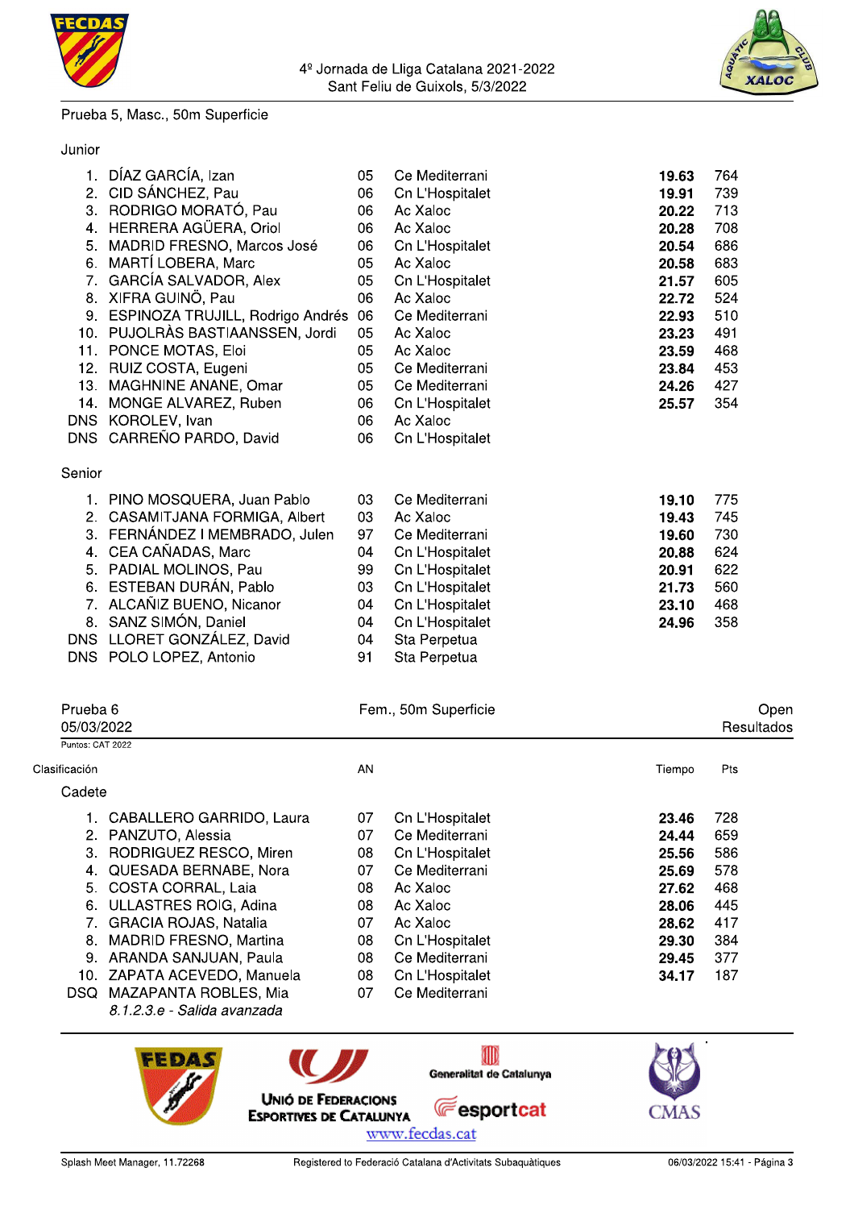4º Jornada de Lliga Catalana 2021-2022
Sant Feliu de Guixols, 5/3/2022

## Prueba 5, Masc., 50m Superficie

### Junior

| Clasificación | Nombre | AN | Club | Tiempo | Pts |
|---|---|---|---|---|---|
| 1. | DÍAZ GARCÍA, Izan | 05 | Ce Mediterrani | **19.63** | 764 |
| 2. | CID SÁNCHEZ, Pau | 06 | Cn L'Hospitalet | **19.91** | 739 |
| 3. | RODRIGO MORATÓ, Pau | 06 | Ac Xaloc | **20.22** | 713 |
| 4. | HERRERA AGÜERA, Oriol | 06 | Ac Xaloc | **20.28** | 708 |
| 5. | MADRID FRESNO, Marcos José | 06 | Cn L'Hospitalet | **20.54** | 686 |
| 6. | MARTÍ LOBERA, Marc | 05 | Ac Xaloc | **20.58** | 683 |
| 7. | GARCÍA SALVADOR, Alex | 05 | Cn L'Hospitalet | **21.57** | 605 |
| 8. | XIFRA GUINÖ, Pau | 06 | Ac Xaloc | **22.72** | 524 |
| 9. | ESPINOZA TRUJILL, Rodrigo Andrés | 06 | Ce Mediterrani | **22.93** | 510 |
| 10. | PUJOLRÀS BASTIAANSSEN, Jordi | 05 | Ac Xaloc | **23.23** | 491 |
| 11. | PONCE MOTAS, Eloi | 05 | Ac Xaloc | **23.59** | 468 |
| 12. | RUIZ COSTA, Eugeni | 05 | Ce Mediterrani | **23.84** | 453 |
| 13. | MAGHNINE ANANE, Omar | 05 | Ce Mediterrani | **24.26** | 427 |
| 14. | MONGE ALVAREZ, Ruben | 06 | Cn L'Hospitalet | **25.57** | 354 |
| DNS | KOROLEV, Ivan | 06 | Ac Xaloc | | |
| DNS | CARREÑO PARDO, David | 06 | Cn L'Hospitalet | | |

### Senior

| Clasificación | Nombre | AN | Club | Tiempo | Pts |
|---|---|---|---|---|---|
| 1. | PINO MOSQUERA, Juan Pablo | 03 | Ce Mediterrani | **19.10** | 775 |
| 2. | CASAMITJANA FORMIGA, Albert | 03 | Ac Xaloc | **19.43** | 745 |
| 3. | FERNÁNDEZ I MEMBRADO, Julen | 97 | Ce Mediterrani | **19.60** | 730 |
| 4. | CEA CAÑADAS, Marc | 04 | Cn L'Hospitalet | **20.88** | 624 |
| 5. | PADIAL MOLINOS, Pau | 99 | Cn L'Hospitalet | **20.91** | 622 |
| 6. | ESTEBAN DURÁN, Pablo | 03 | Cn L'Hospitalet | **21.73** | 560 |
| 7. | ALCAÑIZ BUENO, Nicanor | 04 | Cn L'Hospitalet | **23.10** | 468 |
| 8. | SANZ SIMÓN, Daniel | 04 | Cn L'Hospitalet | **24.96** | 358 |
| DNS | LLORET GONZÁLEZ, David | 04 | Sta Perpetua | | |
| DNS | POLO LOPEZ, Antonio | 91 | Sta Perpetua | | |

## Prueba 6 — Fem., 50m Superficie — Open

05/03/2022 — Resultados

Puntos: CAT 2022

### Cadete

| Clasificación | Nombre | AN | Club | Tiempo | Pts |
|---|---|---|---|---|---|
| 1. | CABALLERO GARRIDO, Laura | 07 | Cn L'Hospitalet | **23.46** | 728 |
| 2. | PANZUTO, Alessia | 07 | Ce Mediterrani | **24.44** | 659 |
| 3. | RODRIGUEZ RESCO, Miren | 08 | Cn L'Hospitalet | **25.56** | 586 |
| 4. | QUESADA BERNABE, Nora | 07 | Ce Mediterrani | **25.69** | 578 |
| 5. | COSTA CORRAL, Laia | 08 | Ac Xaloc | **27.62** | 468 |
| 6. | ULLASTRES ROIG, Adina | 08 | Ac Xaloc | **28.06** | 445 |
| 7. | GRACIA ROJAS, Natalia | 07 | Ac Xaloc | **28.62** | 417 |
| 8. | MADRID FRESNO, Martina | 08 | Cn L'Hospitalet | **29.30** | 384 |
| 9. | ARANDA SANJUAN, Paula | 08 | Ce Mediterrani | **29.45** | 377 |
| 10. | ZAPATA ACEVEDO, Manuela | 08 | Cn L'Hospitalet | **34.17** | 187 |
| DSQ | MAZAPANTA ROBLES, Mia *8.1.2.3.e - Salida avanzada* | 07 | Ce Mediterrani | | |

UNIÓ DE FEDERACIONS ESPORTIVES DE CATALUNYA — Generalitat de Catalunya — esportcat — CMAS

www.fecdas.cat

Splash Meet Manager, 11.72268 — Registered to Federació Catalana d'Activitats Subaquàtiques — 06/03/2022 15:41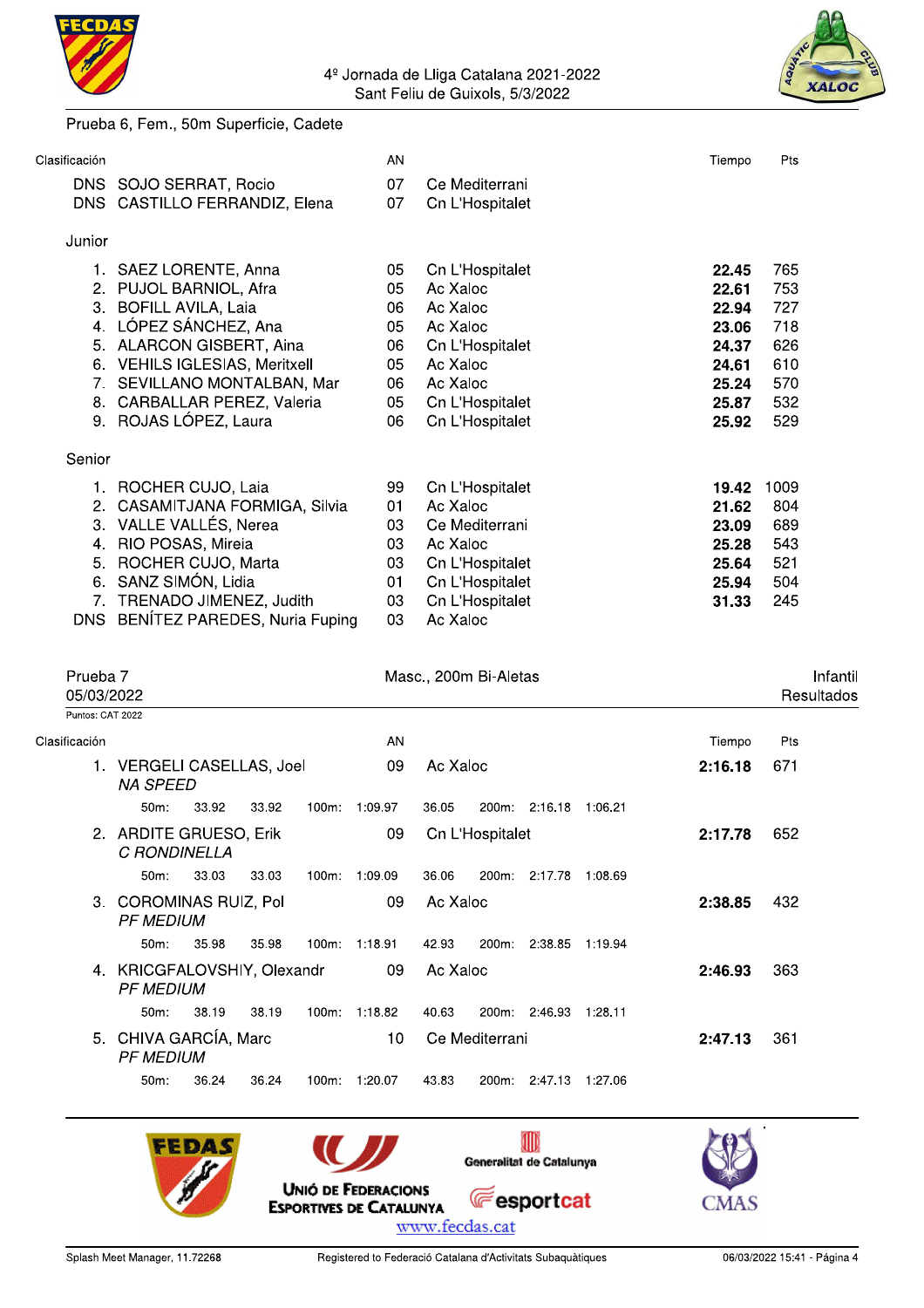4º Jornada de Lliga Catalana 2021-2022
Sant Feliu de Guixols, 5/3/2022

## Prueba 6, Fem., 50m Superficie, Cadete

| Clasificación | | AN | | Tiempo | Pts |
|---|---|---|---|---|---|
| DNS | SOJO SERRAT, Rocio | 07 | Ce Mediterrani | | |
| DNS | CASTILLO FERRANDIZ, Elena | 07 | Cn L'Hospitalet | | |

### Junior

| Clasificación | | AN | | Tiempo | Pts |
|---|---|---|---|---|---|
| 1. | SAEZ LORENTE, Anna | 05 | Cn L'Hospitalet | **22.45** | 765 |
| 2. | PUJOL BARNIOL, Afra | 05 | Ac Xaloc | **22.61** | 753 |
| 3. | BOFILL AVILA, Laia | 06 | Ac Xaloc | **22.94** | 727 |
| 4. | LÓPEZ SÁNCHEZ, Ana | 05 | Ac Xaloc | **23.06** | 718 |
| 5. | ALARCON GISBERT, Aina | 06 | Cn L'Hospitalet | **24.37** | 626 |
| 6. | VEHILS IGLESIAS, Meritxell | 05 | Ac Xaloc | **24.61** | 610 |
| 7. | SEVILLANO MONTALBAN, Mar | 06 | Ac Xaloc | **25.24** | 570 |
| 8. | CARBALLAR PEREZ, Valeria | 05 | Cn L'Hospitalet | **25.87** | 532 |
| 9. | ROJAS LÓPEZ, Laura | 06 | Cn L'Hospitalet | **25.92** | 529 |

### Senior

| Clasificación | | AN | | Tiempo | Pts |
|---|---|---|---|---|---|
| 1. | ROCHER CUJO, Laia | 99 | Cn L'Hospitalet | **19.42** | 1009 |
| 2. | CASAMITJANA FORMIGA, Silvia | 01 | Ac Xaloc | **21.62** | 804 |
| 3. | VALLE VALLÉS, Nerea | 03 | Ce Mediterrani | **23.09** | 689 |
| 4. | RIO POSAS, Mireia | 03 | Ac Xaloc | **25.28** | 543 |
| 5. | ROCHER CUJO, Marta | 03 | Cn L'Hospitalet | **25.64** | 521 |
| 6. | SANZ SIMÓN, Lidia | 01 | Cn L'Hospitalet | **25.94** | 504 |
| 7. | TRENADO JIMENEZ, Judith | 03 | Cn L'Hospitalet | **31.33** | 245 |
| DNS | BENÍTEZ PAREDES, Nuria Fuping | 03 | Ac Xaloc | | |

## Prueba 7 — Masc., 200m Bi-Aletas — Infantil

05/03/2022 — Resultados

Puntos: CAT 2022

| Clasificación | | AN | | Tiempo | Pts |
|---|---|---|---|---|---|
| 1. | VERGELI CASELLAS, Joel *NA SPEED* | 09 | Ac Xaloc | **2:16.18** | 671 |
| | 50m: 33.92 33.92 — 100m: 1:09.97 36.05 — 200m: 2:16.18 1:06.21 | | | | |
| 2. | ARDITE GRUESO, Erik *C RONDINELLA* | 09 | Cn L'Hospitalet | **2:17.78** | 652 |
| | 50m: 33.03 33.03 — 100m: 1:09.09 36.06 — 200m: 2:17.78 1:08.69 | | | | |
| 3. | COROMINAS RUIZ, Pol *PF MEDIUM* | 09 | Ac Xaloc | **2:38.85** | 432 |
| | 50m: 35.98 35.98 — 100m: 1:18.91 42.93 — 200m: 2:38.85 1:19.94 | | | | |
| 4. | KRICGFALOVSHIY, Olexandr *PF MEDIUM* | 09 | Ac Xaloc | **2:46.93** | 363 |
| | 50m: 38.19 38.19 — 100m: 1:18.82 40.63 — 200m: 2:46.93 1:28.11 | | | | |
| 5. | CHIVA GARCÍA, Marc *PF MEDIUM* | 10 | Ce Mediterrani | **2:47.13** | 361 |
| | 50m: 36.24 36.24 — 100m: 1:20.07 43.83 — 200m: 2:47.13 1:27.06 | | | | |

www.fecdas.cat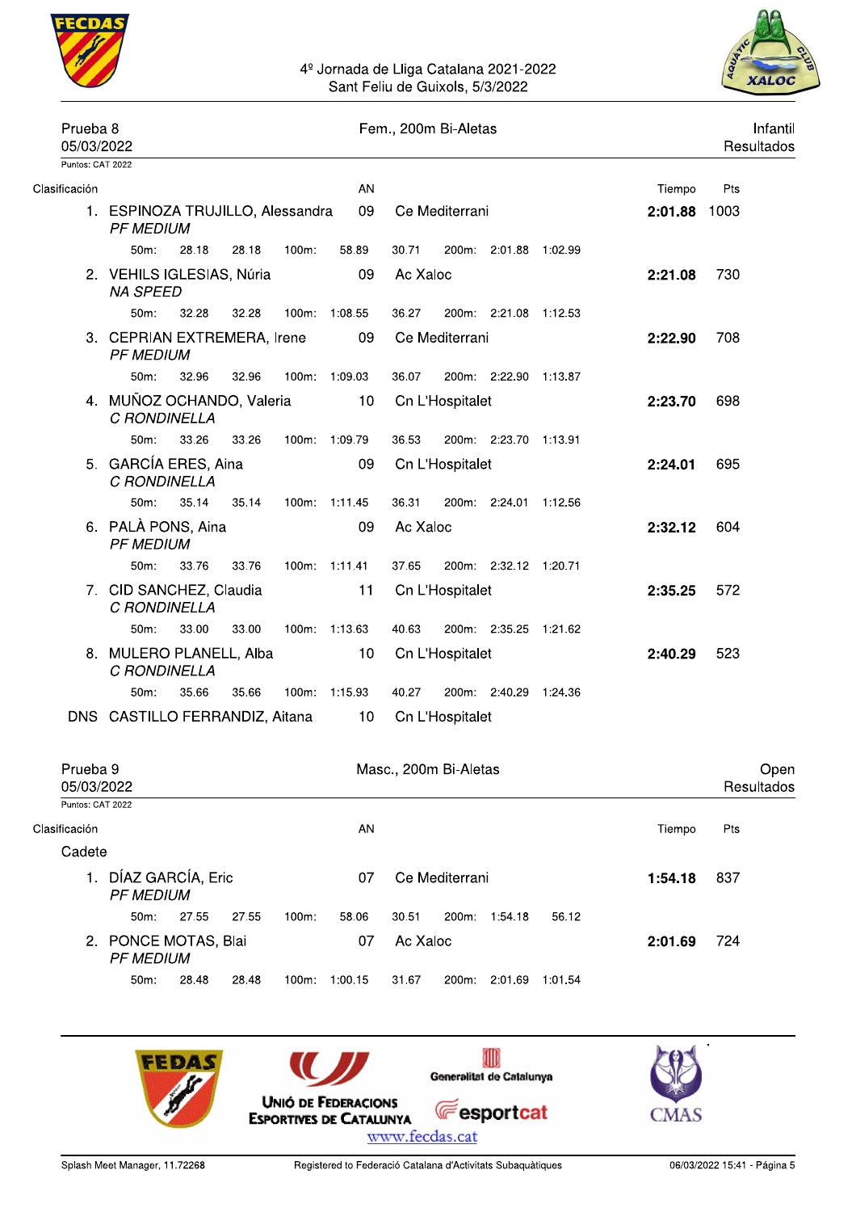4º Jornada de Lliga Catalana 2021-2022
Sant Feliu de Guixols, 5/3/2022

## Prueba 8 — Fem., 200m Bi-Aletas — Infantil

05/03/2022 — Resultados

Puntos: CAT 2022

| Clasificación | Nombre | AN | Club | Tiempo | Pts |
|---|---|---|---|---|---|
| 1. | ESPINOZA TRUJILLO, Alessandra *PF MEDIUM* | 09 | Ce Mediterrani | **2:01.88** | 1003 |
| | 50m: 28.18 28.18 100m: 58.89 30.71 200m: 2:01.88 1:02.99 | | | | |
| 2. | VEHILS IGLESIAS, Núria *NA SPEED* | 09 | Ac Xaloc | **2:21.08** | 730 |
| | 50m: 32.28 32.28 100m: 1:08.55 36.27 200m: 2:21.08 1:12.53 | | | | |
| 3. | CEPRIAN EXTREMERA, Irene *PF MEDIUM* | 09 | Ce Mediterrani | **2:22.90** | 708 |
| | 50m: 32.96 32.96 100m: 1:09.03 36.07 200m: 2:22.90 1:13.87 | | | | |
| 4. | MUÑOZ OCHANDO, Valeria *C RONDINELLA* | 10 | Cn L'Hospitalet | **2:23.70** | 698 |
| | 50m: 33.26 33.26 100m: 1:09.79 36.53 200m: 2:23.70 1:13.91 | | | | |
| 5. | GARCÍA ERES, Aina *C RONDINELLA* | 09 | Cn L'Hospitalet | **2:24.01** | 695 |
| | 50m: 35.14 35.14 100m: 1:11.45 36.31 200m: 2:24.01 1:12.56 | | | | |
| 6. | PALÀ PONS, Aina *PF MEDIUM* | 09 | Ac Xaloc | **2:32.12** | 604 |
| | 50m: 33.76 33.76 100m: 1:11.41 37.65 200m: 2:32.12 1:20.71 | | | | |
| 7. | CID SANCHEZ, Claudia *C RONDINELLA* | 11 | Cn L'Hospitalet | **2:35.25** | 572 |
| | 50m: 33.00 33.00 100m: 1:13.63 40.63 200m: 2:35.25 1:21.62 | | | | |
| 8. | MULERO PLANELL, Alba *C RONDINELLA* | 10 | Cn L'Hospitalet | **2:40.29** | 523 |
| | 50m: 35.66 35.66 100m: 1:15.93 40.27 200m: 2:40.29 1:24.36 | | | | |
| DNS | CASTILLO FERRANDIZ, Aitana | 10 | Cn L'Hospitalet | | |

## Prueba 9 — Masc., 200m Bi-Aletas — Open

05/03/2022 — Resultados

Puntos: CAT 2022

### Cadete

| Clasificación | Nombre | AN | Club | Tiempo | Pts |
|---|---|---|---|---|---|
| 1. | DÍAZ GARCÍA, Eric *PF MEDIUM* | 07 | Ce Mediterrani | **1:54.18** | 837 |
| | 50m: 27.55 27.55 100m: 58.06 30.51 200m: 1:54.18 56.12 | | | | |
| 2. | PONCE MOTAS, Blai *PF MEDIUM* | 07 | Ac Xaloc | **2:01.69** | 724 |
| | 50m: 28.48 28.48 100m: 1:00.15 31.67 200m: 2:01.69 1:01.54 | | | | |

Unió de Federacions Esportives de Catalunya — Generalitat de Catalunya — esportcat — www.fecdas.cat — CMAS

Splash Meet Manager, 11.72268 — Registered to Federació Catalana d'Activitats Subaquàtiques — 06/03/2022 15:41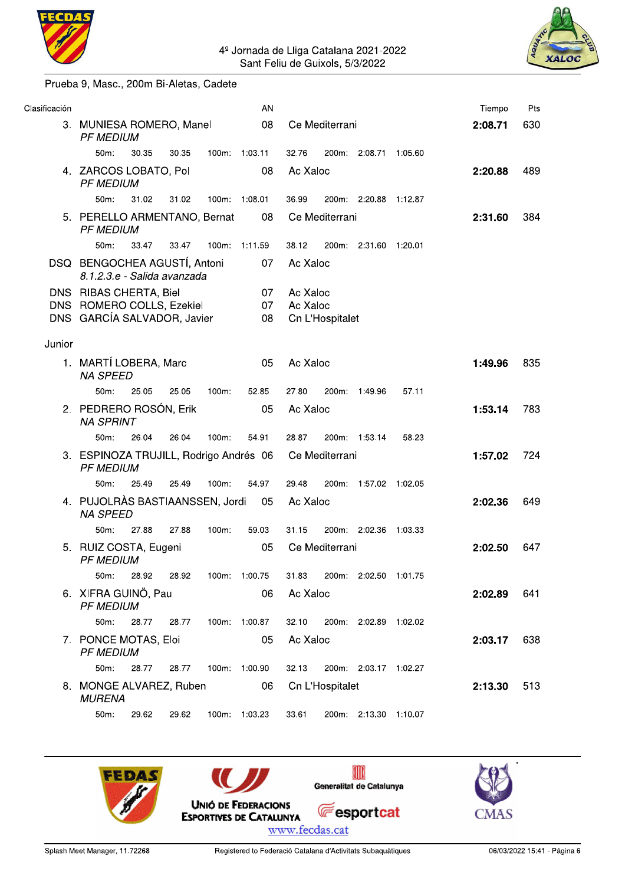4º Jornada de Lliga Catalana 2021-2022
Sant Feliu de Guixols, 5/3/2022

Prueba 9, Masc., 200m Bi-Aletas, Cadete

| Clasificación | | AN | | Tiempo | Pts |
|---|---|---|---|---|---|
| 3. | MUNIESA ROMERO, Manel *PF MEDIUM* | 08 | Ce Mediterrani | **2:08.71** | 630 |
| | 50m: 30.35 30.35 100m: 1:03.11 32.76 200m: 2:08.71 1:05.60 | | | | |
| 4. | ZARCOS LOBATO, Pol *PF MEDIUM* | 08 | Ac Xaloc | **2:20.88** | 489 |
| | 50m: 31.02 31.02 100m: 1:08.01 36.99 200m: 2:20.88 1:12.87 | | | | |
| 5. | PERELLO ARMENTANO, Bernat *PF MEDIUM* | 08 | Ce Mediterrani | **2:31.60** | 384 |
| | 50m: 33.47 33.47 100m: 1:11.59 38.12 200m: 2:31.60 1:20.01 | | | | |
| DSQ | BENGOCHEA AGUSTÍ, Antoni *8.1.2.3.e - Salida avanzada* | 07 | Ac Xaloc | | |
| DNS | RIBAS CHERTA, Biel | 07 | Ac Xaloc | | |
| DNS | ROMERO COLLS, Ezekiel | 07 | Ac Xaloc | | |
| DNS | GARCÍA SALVADOR, Javier | 08 | Cn L'Hospitalet | | |

Junior

| Clasificación | | AN | | Tiempo | Pts |
|---|---|---|---|---|---|
| 1. | MARTÍ LOBERA, Marc *NA SPEED* | 05 | Ac Xaloc | **1:49.96** | 835 |
| | 50m: 25.05 25.05 100m: 52.85 27.80 200m: 1:49.96 57.11 | | | | |
| 2. | PEDRERO ROSÓN, Erik *NA SPRINT* | 05 | Ac Xaloc | **1:53.14** | 783 |
| | 50m: 26.04 26.04 100m: 54.91 28.87 200m: 1:53.14 58.23 | | | | |
| 3. | ESPINOZA TRUJILL, Rodrigo Andrés *PF MEDIUM* | 06 | Ce Mediterrani | **1:57.02** | 724 |
| | 50m: 25.49 25.49 100m: 54.97 29.48 200m: 1:57.02 1:02.05 | | | | |
| 4. | PUJOLRÀS BASTIAANSSEN, Jordi *NA SPEED* | 05 | Ac Xaloc | **2:02.36** | 649 |
| | 50m: 27.88 27.88 100m: 59.03 31.15 200m: 2:02.36 1:03.33 | | | | |
| 5. | RUIZ COSTA, Eugeni *PF MEDIUM* | 05 | Ce Mediterrani | **2:02.50** | 647 |
| | 50m: 28.92 28.92 100m: 1:00.75 31.83 200m: 2:02.50 1:01.75 | | | | |
| 6. | XIFRA GUINÖ, Pau *PF MEDIUM* | 06 | Ac Xaloc | **2:02.89** | 641 |
| | 50m: 28.77 28.77 100m: 1:00.87 32.10 200m: 2:02.89 1:02.02 | | | | |
| 7. | PONCE MOTAS, Eloi *PF MEDIUM* | 05 | Ac Xaloc | **2:03.17** | 638 |
| | 50m: 28.77 28.77 100m: 1:00.90 32.13 200m: 2:03.17 1:02.27 | | | | |
| 8. | MONGE ALVAREZ, Ruben *MURENA* | 06 | Cn L'Hospitalet | **2:13.30** | 513 |
| | 50m: 29.62 29.62 100m: 1:03.23 33.61 200m: 2:13.30 1:10.07 | | | | |

www.fecdas.cat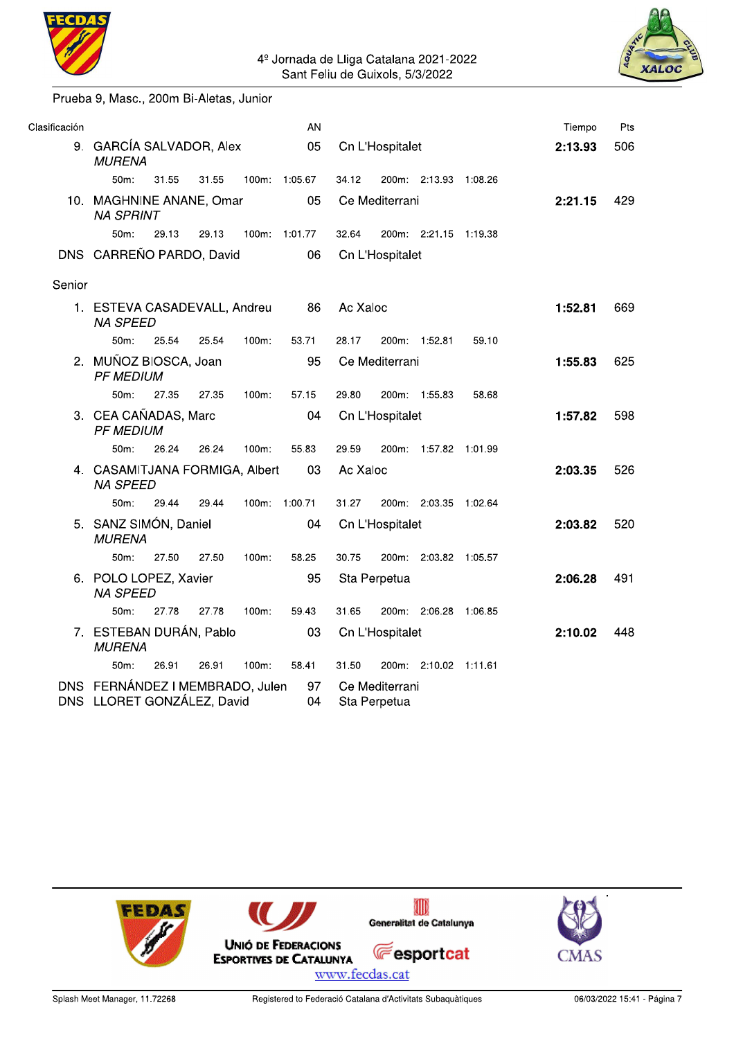4º Jornada de Lliga Catalana 2021-2022
Sant Feliu de Guixols, 5/3/2022

Prueba 9, Masc., 200m Bi-Aletas, Junior

| Clasificación | | AN | | Tiempo | Pts |
|---|---|---|---|---|---|
| 9. | GARCÍA SALVADOR, Alex *MURENA* | 05 | Cn L'Hospitalet | **2:13.93** | 506 |
| | 50m: 31.55 31.55 100m: 1:05.67 34.12 200m: 2:13.93 1:08.26 | | | | |
| 10. | MAGHNINE ANANE, Omar *NA SPRINT* | 05 | Ce Mediterrani | **2:21.15** | 429 |
| | 50m: 29.13 29.13 100m: 1:01.77 32.64 200m: 2:21.15 1:19.38 | | | | |
| DNS | CARREÑO PARDO, David | 06 | Cn L'Hospitalet | | |

Senior

| Clasificación | | AN | | Tiempo | Pts |
|---|---|---|---|---|---|
| 1. | ESTEVA CASADEVALL, Andreu *NA SPEED* | 86 | Ac Xaloc | **1:52.81** | 669 |
| | 50m: 25.54 25.54 100m: 53.71 28.17 200m: 1:52.81 59.10 | | | | |
| 2. | MUÑOZ BIOSCA, Joan *PF MEDIUM* | 95 | Ce Mediterrani | **1:55.83** | 625 |
| | 50m: 27.35 27.35 100m: 57.15 29.80 200m: 1:55.83 58.68 | | | | |
| 3. | CEA CAÑADAS, Marc *PF MEDIUM* | 04 | Cn L'Hospitalet | **1:57.82** | 598 |
| | 50m: 26.24 26.24 100m: 55.83 29.59 200m: 1:57.82 1:01.99 | | | | |
| 4. | CASAMITJANA FORMIGA, Albert *NA SPEED* | 03 | Ac Xaloc | **2:03.35** | 526 |
| | 50m: 29.44 29.44 100m: 1:00.71 31.27 200m: 2:03.35 1:02.64 | | | | |
| 5. | SANZ SIMÓN, Daniel *MURENA* | 04 | Cn L'Hospitalet | **2:03.82** | 520 |
| | 50m: 27.50 27.50 100m: 58.25 30.75 200m: 2:03.82 1:05.57 | | | | |
| 6. | POLO LOPEZ, Xavier *NA SPEED* | 95 | Sta Perpetua | **2:06.28** | 491 |
| | 50m: 27.78 27.78 100m: 59.43 31.65 200m: 2:06.28 1:06.85 | | | | |
| 7. | ESTEBAN DURÁN, Pablo *MURENA* | 03 | Cn L'Hospitalet | **2:10.02** | 448 |
| | 50m: 26.91 26.91 100m: 58.41 31.50 200m: 2:10.02 1:11.61 | | | | |
| DNS | FERNÁNDEZ I MEMBRADO, Julen | 97 | Ce Mediterrani | | |
| DNS | LLORET GONZÁLEZ, David | 04 | Sta Perpetua | | |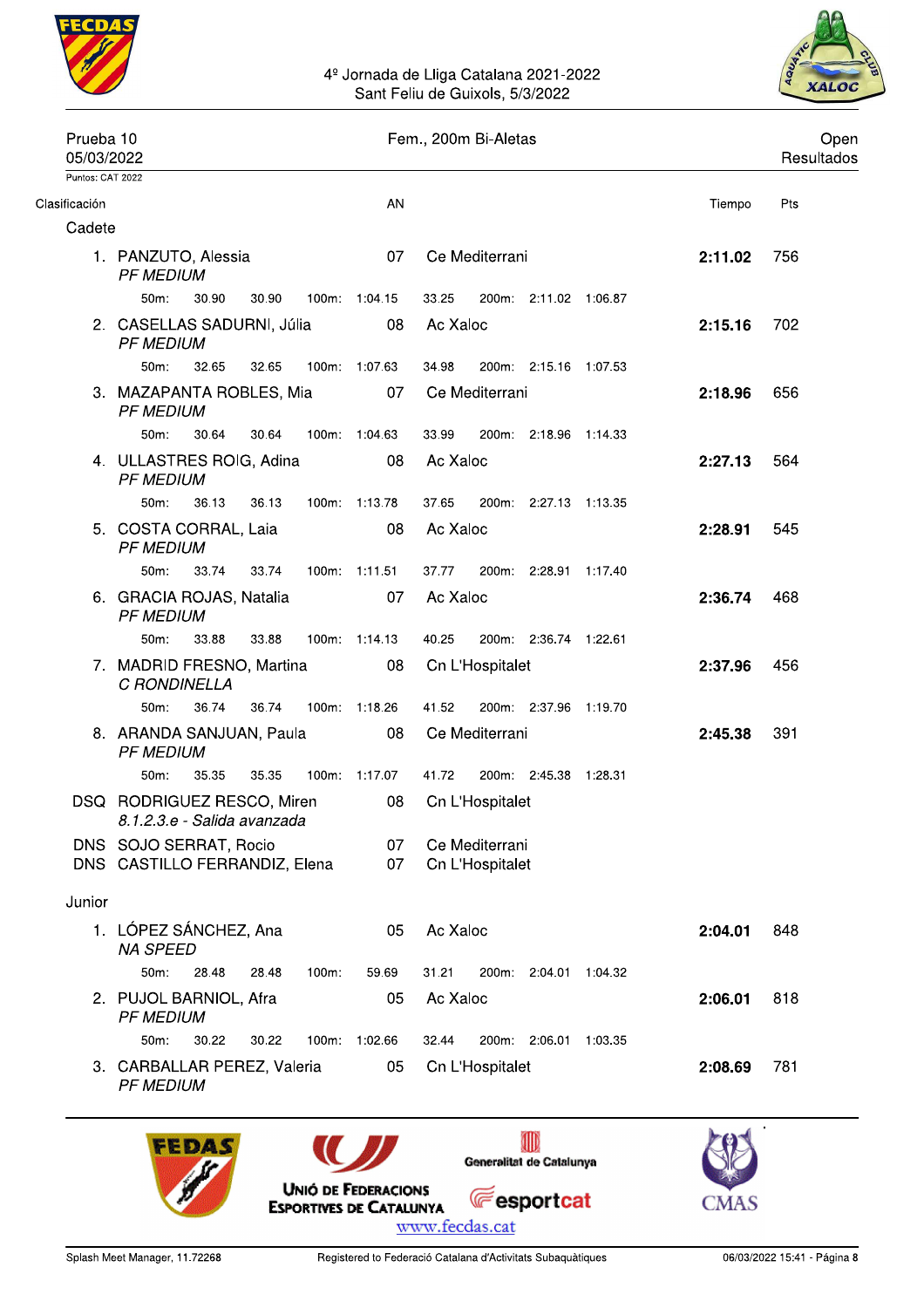4º Jornada de Lliga Catalana 2021-2022
Sant Feliu de Guixols, 5/3/2022

Prueba 10 | Fem., 200m Bi-Aletas | Open
05/03/2022 | | Resultados

Puntos: CAT 2022

| Clasificación | | AN | | Tiempo | Pts |
|---|---|---|---|---|---|
| **Cadete** | | | | | |
| 1. | PANZUTO, Alessia *PF MEDIUM* | 07 | Ce Mediterrani | **2:11.02** | 756 |
| | 50m: 30.90 30.90 100m: 1:04.15 33.25 200m: 2:11.02 1:06.87 | | | | |
| 2. | CASELLAS SADURNI, Júlia *PF MEDIUM* | 08 | Ac Xaloc | **2:15.16** | 702 |
| | 50m: 32.65 32.65 100m: 1:07.63 34.98 200m: 2:15.16 1:07.53 | | | | |
| 3. | MAZAPANTA ROBLES, Mia *PF MEDIUM* | 07 | Ce Mediterrani | **2:18.96** | 656 |
| | 50m: 30.64 30.64 100m: 1:04.63 33.99 200m: 2:18.96 1:14.33 | | | | |
| 4. | ULLASTRES ROIG, Adina *PF MEDIUM* | 08 | Ac Xaloc | **2:27.13** | 564 |
| | 50m: 36.13 36.13 100m: 1:13.78 37.65 200m: 2:27.13 1:13.35 | | | | |
| 5. | COSTA CORRAL, Laia *PF MEDIUM* | 08 | Ac Xaloc | **2:28.91** | 545 |
| | 50m: 33.74 33.74 100m: 1:11.51 37.77 200m: 2:28.91 1:17.40 | | | | |
| 6. | GRACIA ROJAS, Natalia *PF MEDIUM* | 07 | Ac Xaloc | **2:36.74** | 468 |
| | 50m: 33.88 33.88 100m: 1:14.13 40.25 200m: 2:36.74 1:22.61 | | | | |
| 7. | MADRID FRESNO, Martina *C RONDINELLA* | 08 | Cn L'Hospitalet | **2:37.96** | 456 |
| | 50m: 36.74 36.74 100m: 1:18.26 41.52 200m: 2:37.96 1:19.70 | | | | |
| 8. | ARANDA SANJUAN, Paula *PF MEDIUM* | 08 | Ce Mediterrani | **2:45.38** | 391 |
| | 50m: 35.35 35.35 100m: 1:17.07 41.72 200m: 2:45.38 1:28.31 | | | | |
| DSQ | RODRIGUEZ RESCO, Miren *8.1.2.3.e - Salida avanzada* | 08 | Cn L'Hospitalet | | |
| DNS | SOJO SERRAT, Rocio | 07 | Ce Mediterrani | | |
| DNS | CASTILLO FERRANDIZ, Elena | 07 | Cn L'Hospitalet | | |
| **Junior** | | | | | |
| 1. | LÓPEZ SÁNCHEZ, Ana *NA SPEED* | 05 | Ac Xaloc | **2:04.01** | 848 |
| | 50m: 28.48 28.48 100m: 59.69 31.21 200m: 2:04.01 1:04.32 | | | | |
| 2. | PUJOL BARNIOL, Afra *PF MEDIUM* | 05 | Ac Xaloc | **2:06.01** | 818 |
| | 50m: 30.22 30.22 100m: 1:02.66 32.44 200m: 2:06.01 1:03.35 | | | | |
| 3. | CARBALLAR PEREZ, Valeria *PF MEDIUM* | 05 | Cn L'Hospitalet | **2:08.69** | 781 |

www.fecdas.cat

Splash Meet Manager, 11.72268 — Registered to Federació Catalana d'Activitats Subaquàtiques — 06/03/2022 15:41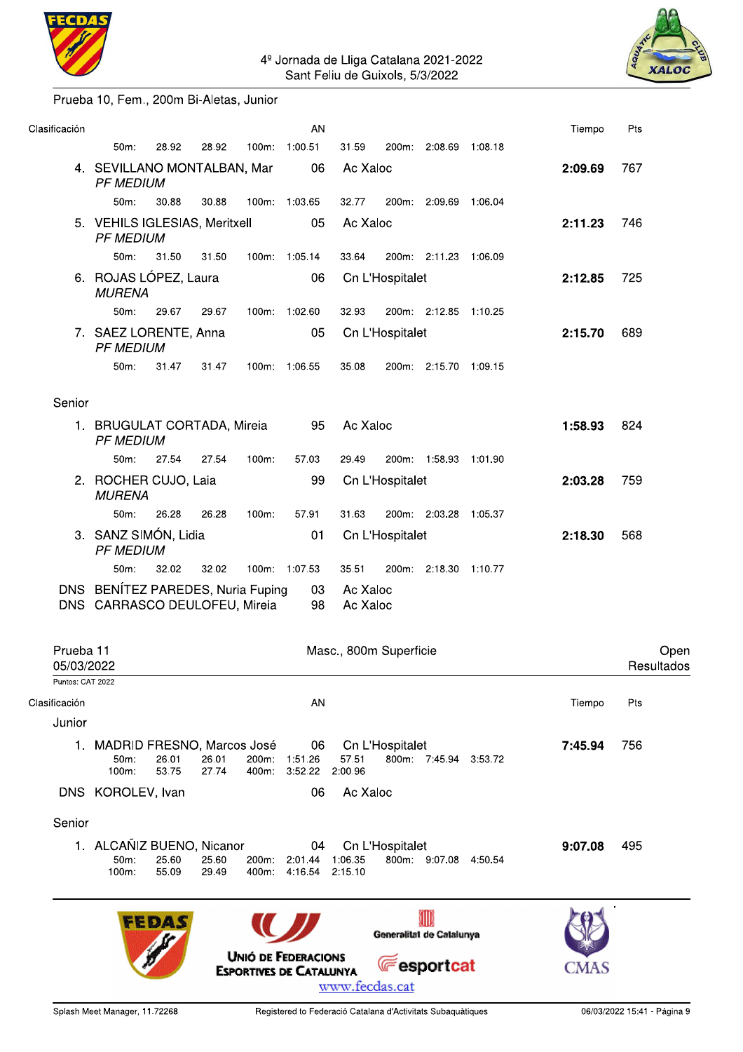Prueba 10, Fem., 200m Bi-Aletas, Junior

| Clasificación | | AN | | Tiempo | Pts |
|---|---|---|---|---|---|
| | 50m: 28.92 28.92 100m: 1:00.51 31.59 200m: 2:08.69 1:08.18 | | | | |
| 4. | SEVILLANO MONTALBAN, Mar *PF MEDIUM* | 06 | Ac Xaloc | **2:09.69** | 767 |
| | 50m: 30.88 30.88 100m: 1:03.65 32.77 200m: 2:09.69 1:06.04 | | | | |
| 5. | VEHILS IGLESIAS, Meritxell *PF MEDIUM* | 05 | Ac Xaloc | **2:11.23** | 746 |
| | 50m: 31.50 31.50 100m: 1:05.14 33.64 200m: 2:11.23 1:06.09 | | | | |
| 6. | ROJAS LÓPEZ, Laura *MURENA* | 06 | Cn L'Hospitalet | **2:12.85** | 725 |
| | 50m: 29.67 29.67 100m: 1:02.60 32.93 200m: 2:12.85 1:10.25 | | | | |
| 7. | SAEZ LORENTE, Anna *PF MEDIUM* | 05 | Cn L'Hospitalet | **2:15.70** | 689 |
| | 50m: 31.47 31.47 100m: 1:06.55 35.08 200m: 2:15.70 1:09.15 | | | | |

Senior

| Clasificación | | AN | | Tiempo | Pts |
|---|---|---|---|---|---|
| 1. | BRUGULAT CORTADA, Mireia *PF MEDIUM* | 95 | Ac Xaloc | **1:58.93** | 824 |
| | 50m: 27.54 27.54 100m: 57.03 29.49 200m: 1:58.93 1:01.90 | | | | |
| 2. | ROCHER CUJO, Laia *MURENA* | 99 | Cn L'Hospitalet | **2:03.28** | 759 |
| | 50m: 26.28 26.28 100m: 57.91 31.63 200m: 2:03.28 1:05.37 | | | | |
| 3. | SANZ SIMÓN, Lidia *PF MEDIUM* | 01 | Cn L'Hospitalet | **2:18.30** | 568 |
| | 50m: 32.02 32.02 100m: 1:07.53 35.51 200m: 2:18.30 1:10.77 | | | | |
| DNS | BENÍTEZ PAREDES, Nuria Fuping | 03 | Ac Xaloc | | |
| DNS | CARRASCO DEULOFEU, Mireia | 98 | Ac Xaloc | | |

Prueba 11 — Masc., 800m Superficie — Open

05/03/2022 — Resultados

Puntos: CAT 2022

Junior

| Clasificación | | AN | | Tiempo | Pts |
|---|---|---|---|---|---|
| 1. | MADRID FRESNO, Marcos José | 06 | Cn L'Hospitalet | **7:45.94** | 756 |
| | 50m: 26.01 26.01 200m: 1:51.26 57.51 800m: 7:45.94 3:53.72 | | | | |
| | 100m: 53.75 27.74 400m: 3:52.22 2:00.96 | | | | |
| DNS | KOROLEV, Ivan | 06 | Ac Xaloc | | |

Senior

| Clasificación | | AN | | Tiempo | Pts |
|---|---|---|---|---|---|
| 1. | ALCAÑIZ BUENO, Nicanor | 04 | Cn L'Hospitalet | **9:07.08** | 495 |
| | 50m: 25.60 25.60 200m: 2:01.44 1:06.35 800m: 9:07.08 4:50.54 | | | | |
| | 100m: 55.09 29.49 400m: 4:16.54 2:15.10 | | | | |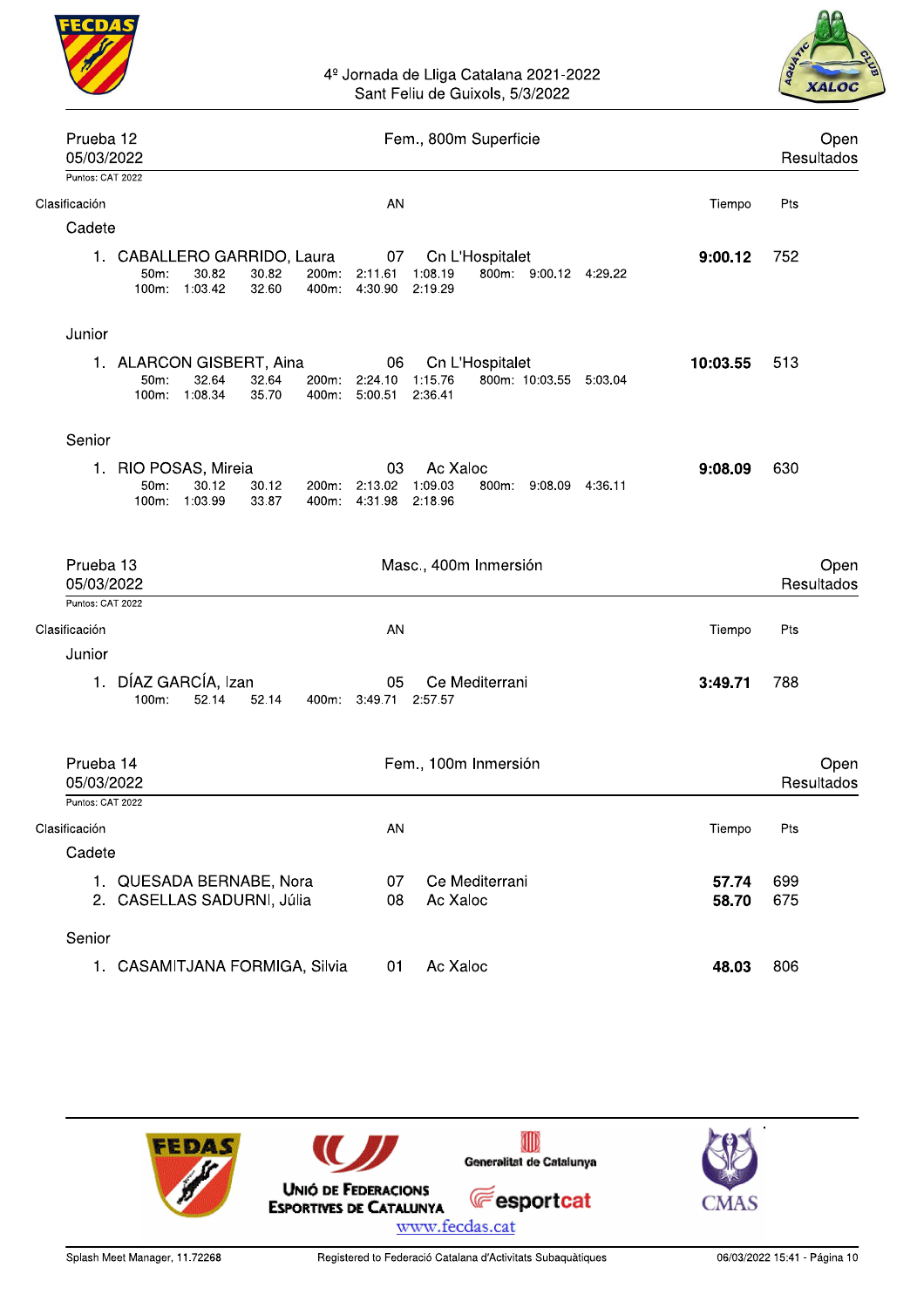4º Jornada de Lliga Catalana 2021-2022
Sant Feliu de Guixols, 5/3/2022

## Prueba 12 — Fem., 800m Superficie — Open

05/03/2022 — Resultados

Puntos: CAT 2022

| Clasificación | | AN | | Tiempo | Pts |
|---|---|---|---|---|---|
| **Cadete** | | | | | |
| 1. | CABALLERO GARRIDO, Laura | 07 | Cn L'Hospitalet | **9:00.12** | 752 |
| | 50m: 30.82 30.82 / 100m: 1:03.42 32.60 / 200m: 2:11.61 1:08.19 / 400m: 4:30.90 2:19.29 / 800m: 9:00.12 4:29.22 | | | | |
| **Junior** | | | | | |
| 1. | ALARCON GISBERT, Aina | 06 | Cn L'Hospitalet | **10:03.55** | 513 |
| | 50m: 32.64 32.64 / 100m: 1:08.34 35.70 / 200m: 2:24.10 1:15.76 / 400m: 5:00.51 2:36.41 / 800m: 10:03.55 5:03.04 | | | | |
| **Senior** | | | | | |
| 1. | RIO POSAS, Mireia | 03 | Ac Xaloc | **9:08.09** | 630 |
| | 50m: 30.12 30.12 / 100m: 1:03.99 33.87 / 200m: 2:13.02 1:09.03 / 400m: 4:31.98 2:18.96 / 800m: 9:08.09 4:36.11 | | | | |

## Prueba 13 — Masc., 400m Inmersión — Open

05/03/2022 — Resultados

Puntos: CAT 2022

| Clasificación | | AN | | Tiempo | Pts |
|---|---|---|---|---|---|
| **Junior** | | | | | |
| 1. | DÍAZ GARCÍA, Izan | 05 | Ce Mediterrani | **3:49.71** | 788 |
| | 100m: 52.14 52.14 / 400m: 3:49.71 2:57.57 | | | | |

## Prueba 14 — Fem., 100m Inmersión — Open

05/03/2022 — Resultados

Puntos: CAT 2022

| Clasificación | | AN | | Tiempo | Pts |
|---|---|---|---|---|---|
| **Cadete** | | | | | |
| 1. | QUESADA BERNABE, Nora | 07 | Ce Mediterrani | **57.74** | 699 |
| 2. | CASELLAS SADURNI, Júlia | 08 | Ac Xaloc | **58.70** | 675 |
| **Senior** | | | | | |
| 1. | CASAMITJANA FORMIGA, Silvia | 01 | Ac Xaloc | **48.03** | 806 |

www.fecdas.cat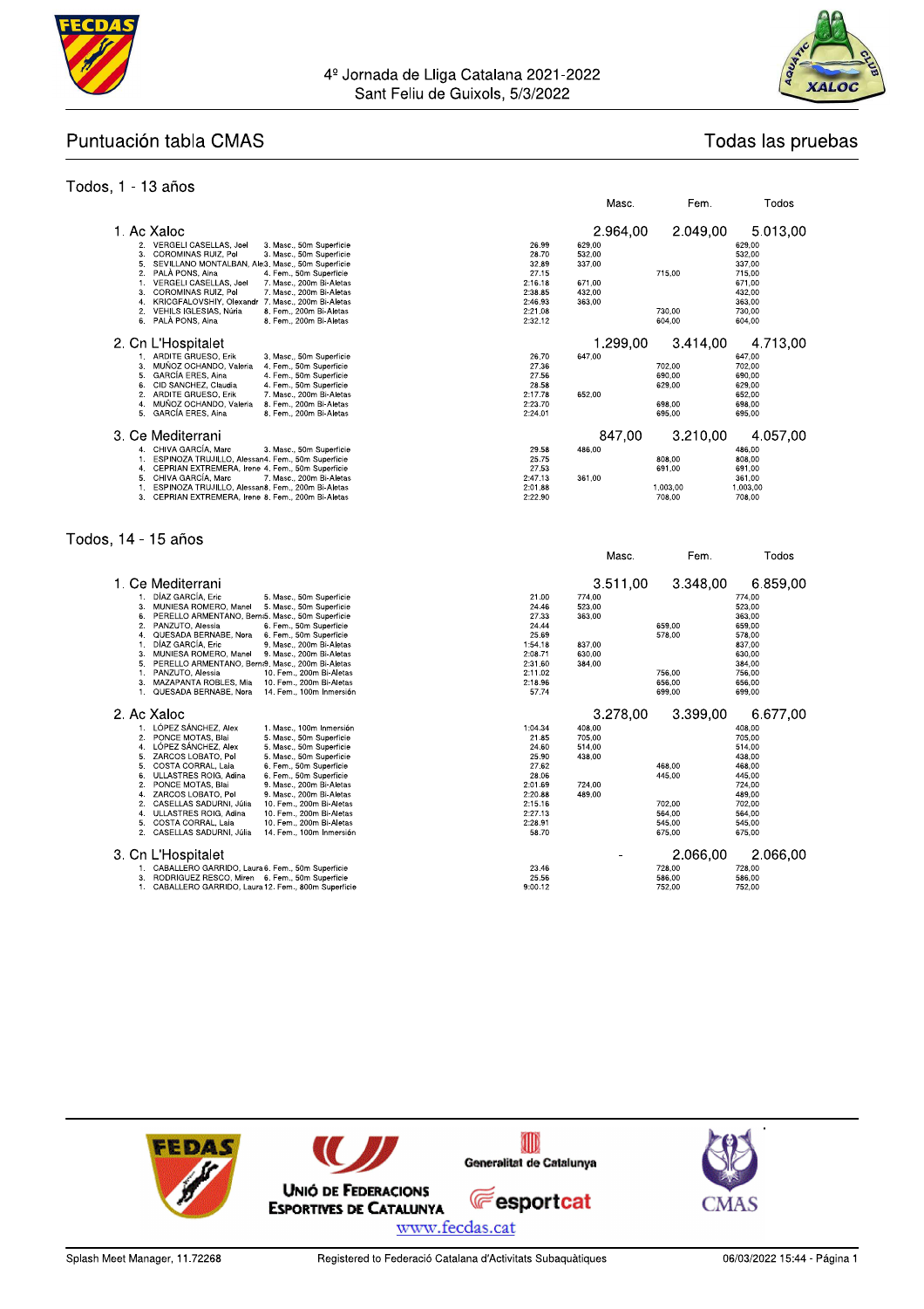4º Jornada de Lliga Catalana 2021-2022
Sant Feliu de Guixols, 5/3/2022

## Puntuación tabla CMAS

Todas las pruebas

### Todos, 1 - 13 años

| | | | Tiempo | Masc. | Fem. | Todos |
|---|---|---|---|---|---|---|
| **1. Ac Xaloc** | | | | **2.964,00** | **2.049,00** | **5.013,00** |
| 2. | VERGELI CASELLAS, Joel | 3. Masc., 50m Superficie | 26.99 | 629,00 | | 629,00 |
| 3. | COROMINAS RUIZ, Pol | 3. Masc., 50m Superficie | 28.70 | 532,00 | | 532,00 |
| 5. | SEVILLANO MONTALBAN, Ale | 3. Masc., 50m Superficie | 32.89 | 337,00 | | 337,00 |
| 2. | PALÀ PONS, Aina | 4. Fem., 50m Superficie | 27.15 | | 715,00 | 715,00 |
| 1. | VERGELI CASELLAS, Joel | 7. Masc., 200m Bi-Aletas | 2:16.18 | 671,00 | | 671,00 |
| 3. | COROMINAS RUIZ, Pol | 7. Masc., 200m Bi-Aletas | 2:38.85 | 432,00 | | 432,00 |
| 4. | KRIGFALOVSHIY, Olexandr | 7. Masc., 200m Bi-Aletas | 2:46.93 | 363,00 | | 363,00 |
| 2. | VEHILS IGLESIAS, Núria | 8. Fem., 200m Bi-Aletas | 2:21.08 | | 730,00 | 730,00 |
| 6. | PALÀ PONS, Aina | 8. Fem., 200m Bi-Aletas | 2:32.12 | | 604,00 | 604,00 |
| **2. Cn L'Hospitalet** | | | | **1.299,00** | **3.414,00** | **4.713,00** |
| 1. | ARDITE GRUESO, Erik | 3. Masc., 50m Superficie | 26.70 | 647,00 | | 647,00 |
| 3. | MUÑOZ OCHANDO, Valeria | 4. Fem., 50m Superficie | 27.36 | | 702,00 | 702,00 |
| 5. | GARCÍA ERES, Aina | 4. Fem., 50m Superficie | 27.56 | | 690,00 | 690,00 |
| 6. | CID SANCHEZ, Claudia | 4. Fem., 50m Superficie | 28.58 | | 629,00 | 629,00 |
| 2. | ARDITE GRUESO, Erik | 7. Masc., 200m Bi-Aletas | 2:17.78 | 652,00 | | 652,00 |
| 4. | MUÑOZ OCHANDO, Valeria | 8. Fem., 200m Bi-Aletas | 2:23.70 | | 698,00 | 698,00 |
| 5. | GARCÍA ERES, Aina | 8. Fem., 200m Bi-Aletas | 2:24.01 | | 695,00 | 695,00 |
| **3. Ce Mediterrani** | | | | **847,00** | **3.210,00** | **4.057,00** |
| 4. | CHIVA GARCÍA, Marc | 3. Masc., 50m Superficie | 29.58 | 486,00 | | 486,00 |
| 1. | ESPINOZA TRUJILLO, Alessan | 4. Fem., 50m Superficie | 25.75 | | 808,00 | 808,00 |
| 4. | CEPRIAN EXTREMERA, Irene | 4. Fem., 50m Superficie | 27.53 | | 691,00 | 691,00 |
| 5. | CHIVA GARCÍA, Marc | 7. Masc., 200m Bi-Aletas | 2:47.13 | 361,00 | | 361,00 |
| 1. | ESPINOZA TRUJILLO, Alessan | 8. Fem., 200m Bi-Aletas | 2:01.88 | | 1.003,00 | 1.003,00 |
| 3. | CEPRIAN EXTREMERA, Irene | 8. Fem., 200m Bi-Aletas | 2:22.90 | | 708,00 | 708,00 |

### Todos, 14 - 15 años

| | | | Tiempo | Masc. | Fem. | Todos |
|---|---|---|---|---|---|---|
| **1. Ce Mediterrani** | | | | **3.511,00** | **3.348,00** | **6.859,00** |
| 1. | DÍAZ GARCÍA, Eric | 5. Masc., 50m Superficie | 21.00 | 774,00 | | 774,00 |
| 3. | MUNIESA ROMERO, Manel | 5. Masc., 50m Superficie | 24.46 | 523,00 | | 523,00 |
| 6. | PERELLO ARMENTANO, Berni | 5. Masc., 50m Superficie | 27.33 | 363,00 | | 363,00 |
| 2. | PANZUTO, Alessia | 6. Fem., 50m Superficie | 24.44 | | 659,00 | 659,00 |
| 4. | QUESADA BERNABE, Nora | 6. Fem., 50m Superficie | 25.69 | | 578,00 | 578,00 |
| 1. | DÍAZ GARCÍA, Eric | 9. Masc., 200m Bi-Aletas | 1:54.18 | 837,00 | | 837,00 |
| 3. | MUNIESA ROMERO, Manel | 9. Masc., 200m Bi-Aletas | 2:08.71 | 630,00 | | 630,00 |
| 5. | PERELLO ARMENTANO, Berni | 9. Masc., 200m Bi-Aletas | 2:31.60 | 384,00 | | 384,00 |
| 1. | PANZUTO, Alessia | 10. Fem., 200m Bi-Aletas | 2:11.02 | | 756,00 | 756,00 |
| 3. | MAZAPANTA ROBLES, Mia | 10. Fem., 200m Bi-Aletas | 2:18.96 | | 656,00 | 656,00 |
| 1. | QUESADA BERNABE, Nora | 14. Fem., 100m Inmersión | 57.74 | | 699,00 | 699,00 |
| **2. Ac Xaloc** | | | | **3.278,00** | **3.399,00** | **6.677,00** |
| 1. | LÓPEZ SÁNCHEZ, Alex | 1. Masc., 100m Inmersión | 1:04.34 | 408,00 | | 408,00 |
| 2. | PONCE MOTAS, Blai | 5. Masc., 50m Superficie | 21.85 | 705,00 | | 705,00 |
| 4. | LÓPEZ SÁNCHEZ, Alex | 5. Masc., 50m Superficie | 24.60 | 514,00 | | 514,00 |
| 5. | ZARCOS LOBATO, Pol | 5. Masc., 50m Superficie | 25.90 | 438,00 | | 438,00 |
| 5. | COSTA CORRAL, Laia | 6. Fem., 50m Superficie | 27.62 | | 468,00 | 468,00 |
| 6. | ULLASTRES ROIG, Adina | 6. Fem., 50m Superficie | 28.06 | | 445,00 | 445,00 |
| 2. | PONCE MOTAS, Blai | 9. Masc., 200m Bi-Aletas | 2:01.69 | 724,00 | | 724,00 |
| 4. | ZARCOS LOBATO, Pol | 9. Masc., 200m Bi-Aletas | 2:20.88 | 489,00 | | 489,00 |
| 2. | CASELLAS SADURNI, Júlia | 10. Fem., 200m Bi-Aletas | 2:15.16 | | 702,00 | 702,00 |
| 4. | ULLASTRES ROIG, Adina | 10. Fem., 200m Bi-Aletas | 2:27.13 | | 564,00 | 564,00 |
| 5. | COSTA CORRAL, Laia | 10. Fem., 200m Bi-Aletas | 2:28.91 | | 545,00 | 545,00 |
| 2. | CASELLAS SADURNI, Júlia | 14. Fem., 100m Inmersión | 58.70 | | 675,00 | 675,00 |
| **3. Cn L'Hospitalet** | | | | **-** | **2.066,00** | **2.066,00** |
| 1. | CABALLERO GARRIDO, Laura | 6. Fem., 50m Superficie | 23.46 | | 728,00 | 728,00 |
| 3. | RODRIGUEZ RESCO, Miren | 6. Fem., 50m Superficie | 25.56 | | 586,00 | 586,00 |
| 1. | CABALLERO GARRIDO, Laura | 12. Fem., 800m Superficie | 9:00.12 | | 752,00 | 752,00 |

UNIÓ DE FEDERACIONS ESPORTIVES DE CATALUNYA · Generalitat de Catalunya · esportcat · CMAS

www.fecdas.cat

Splash Meet Manager, 11.72268 — Registered to Federació Catalana d'Activitats Subaquàtiques — 06/03/2022 15:44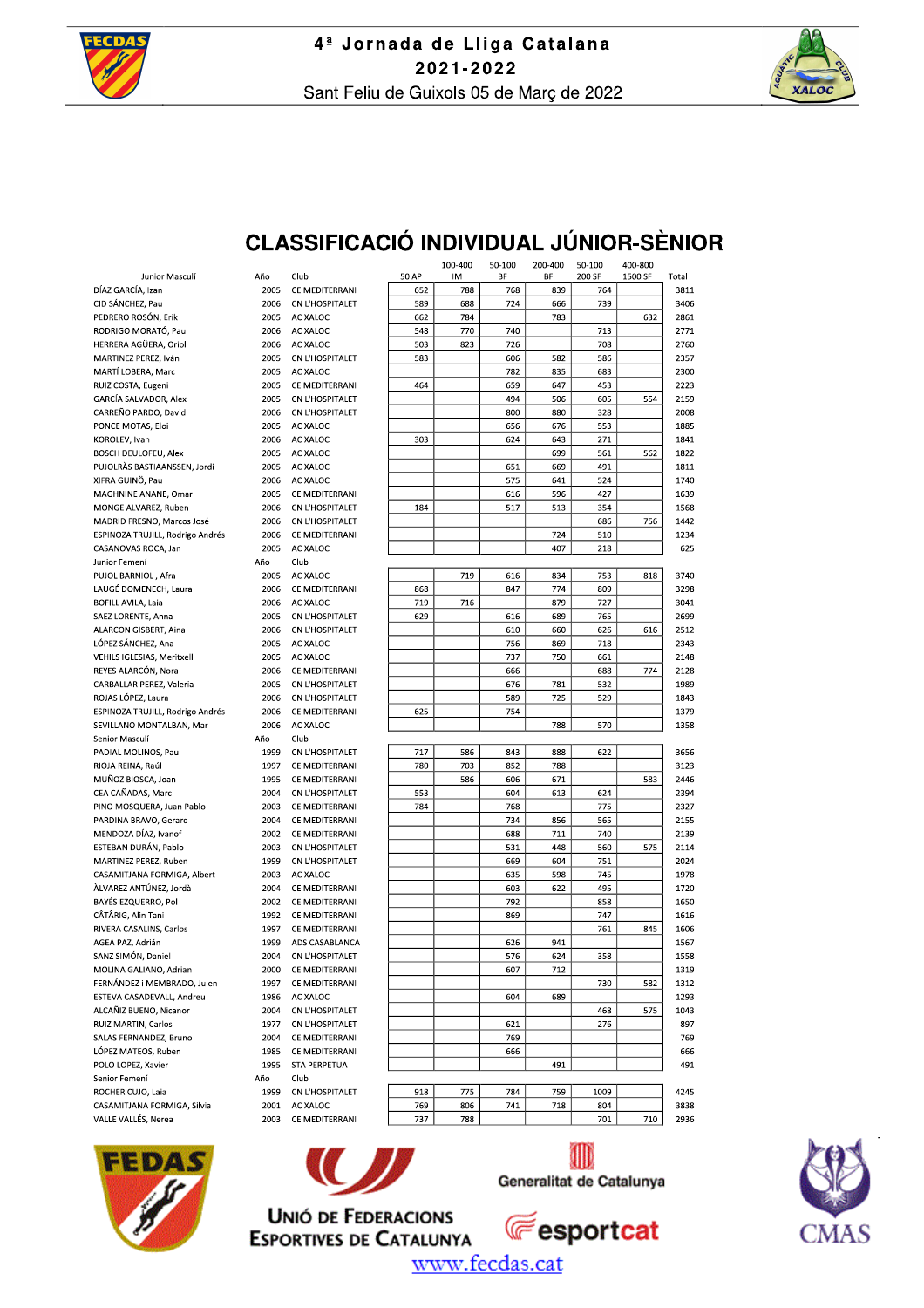# 4ª Jornada de Lliga Catalana

## 2021-2022

Sant Feliu de Guixols 05 de Març de 2022

# CLASSIFICACIÓ INDIVIDUAL JÚNIOR-SÈNIOR

| Junior Masculí | Año | Club | 50 AP | 100-400 IM | 50-100 BF | 200-400 BF | 50-100 200 SF | 400-800 1500 SF | Total |
|---|---|---|---|---|---|---|---|---|---|
| DÍAZ GARCÍA, Izan | 2005 | CE MEDITERRANI | 652 | 788 | 768 | 839 | 764 | | 3811 |
| CID SÁNCHEZ, Pau | 2006 | CN L'HOSPITALET | 589 | 688 | 724 | 666 | 739 | | 3406 |
| PEDRERO ROSÓN, Erik | 2005 | AC XALOC | 662 | 784 | | 783 | | 632 | 2861 |
| RODRIGO MORATÓ, Pau | 2006 | AC XALOC | 548 | 770 | 740 | | 713 | | 2771 |
| HERRERA AGÜERA, Oriol | 2006 | AC XALOC | 503 | 823 | 726 | | 708 | | 2760 |
| MARTINEZ PEREZ, Iván | 2005 | CN L'HOSPITALET | 583 | | 606 | 582 | 586 | | 2357 |
| MARTÍ LOBERA, Marc | 2005 | AC XALOC | | | 782 | 835 | 683 | | 2300 |
| RUIZ COSTA, Eugeni | 2005 | CE MEDITERRANI | 464 | | 659 | 647 | 453 | | 2223 |
| GARCÍA SALVADOR, Alex | 2005 | CN L'HOSPITALET | | | 494 | 506 | 605 | 554 | 2159 |
| CARREÑO PARDO, David | 2006 | CN L'HOSPITALET | | | 800 | 880 | 328 | | 2008 |
| PONCE MOTAS, Eloi | 2005 | AC XALOC | | | 656 | 676 | 553 | | 1885 |
| KOROLEV, Ivan | 2006 | AC XALOC | 303 | | 624 | 643 | 271 | | 1841 |
| BOSCH DEULOFEU, Alex | 2005 | AC XALOC | | | | 699 | 561 | 562 | 1822 |
| PUJOLRÀS BASTIAANSSEN, Jordi | 2005 | AC XALOC | | | 651 | 669 | 491 | | 1811 |
| XIFRA GUINÓ, Pau | 2006 | AC XALOC | | | 575 | 641 | 524 | | 1740 |
| MAGHNINE ANANE, Omar | 2005 | CE MEDITERRANI | | | 616 | 596 | 427 | | 1639 |
| MONGE ALVAREZ, Ruben | 2006 | CN L'HOSPITALET | 184 | | 517 | 513 | 354 | | 1568 |
| MADRID FRESNO, Marcos José | 2006 | CN L'HOSPITALET | | | | | 686 | 756 | 1442 |
| ESPINOZA TRUJILL, Rodrigo Andrés | 2006 | CE MEDITERRANI | | | | 724 | 510 | | 1234 |
| CASANOVAS ROCA, Jan | 2005 | AC XALOC | | | | 407 | 218 | | 625 |
| **Junior Femení** | **Año** | **Club** | | | | | | | |
| PUJOL BARNIOL, Afra | 2005 | AC XALOC | | 719 | 616 | 834 | 753 | 818 | 3740 |
| LAUGÉ DOMENECH, Laura | 2006 | CE MEDITERRANI | 868 | | 847 | 774 | 809 | | 3298 |
| BOFILL AVILA, Laia | 2006 | AC XALOC | 719 | 716 | | 879 | 727 | | 3041 |
| SAEZ LORENTE, Anna | 2005 | CN L'HOSPITALET | 629 | | 616 | 689 | 765 | | 2699 |
| ALARCON GISBERT, Aina | 2006 | CN L'HOSPITALET | | | 610 | 660 | 626 | 616 | 2512 |
| LÓPEZ SÁNCHEZ, Ana | 2005 | AC XALOC | | | 756 | 869 | 718 | | 2343 |
| VEHILS IGLESIAS, Meritxell | 2005 | AC XALOC | | | 737 | 750 | 661 | | 2148 |
| REYES ALARCÓN, Nora | 2006 | CE MEDITERRANI | | | 666 | | 688 | 774 | 2128 |
| CARBALLAR PEREZ, Valeria | 2005 | CN L'HOSPITALET | | | 676 | 781 | 532 | | 1989 |
| ROJAS LÓPEZ, Laura | 2006 | CN L'HOSPITALET | | | 589 | 725 | 529 | | 1843 |
| ESPINOZA TRUJILL, Rodrigo Andrés | 2006 | CE MEDITERRANI | 625 | | 754 | | | | 1379 |
| SEVILLANO MONTALBAN, Mar | 2006 | AC XALOC | | | | 788 | 570 | | 1358 |
| **Senior Masculí** | **Año** | **Club** | | | | | | | |
| PADIAL MOLINOS, Pau | 1999 | CN L'HOSPITALET | 717 | 586 | 843 | 888 | 622 | | 3656 |
| RIOJA REINA, Raúl | 1997 | CE MEDITERRANI | 780 | 703 | 852 | 788 | | | 3123 |
| MUÑOZ BIOSCA, Joan | 1995 | CE MEDITERRANI | | 586 | 606 | 671 | | 583 | 2446 |
| CEA CAÑADAS, Marc | 2004 | CN L'HOSPITALET | 553 | | 604 | 613 | 624 | | 2394 |
| PINO MOSQUERA, Juan Pablo | 2003 | CE MEDITERRANI | 784 | | 768 | | 775 | | 2327 |
| PARDINA BRAVO, Gerard | 2004 | CE MEDITERRANI | | | 734 | 856 | 565 | | 2155 |
| MENDOZA DÍAZ, Ivanof | 2002 | CE MEDITERRANI | | | 688 | 711 | 740 | | 2139 |
| ESTEBAN DURÁN, Pablo | 2003 | CN L'HOSPITALET | | | 531 | 448 | 560 | 575 | 2114 |
| MARTINEZ PEREZ, Ruben | 1999 | CN L'HOSPITALET | | | 669 | 604 | 751 | | 2024 |
| CASAMITJANA FORMIGA, Albert | 2003 | AC XALOC | | | 635 | 598 | 745 | | 1978 |
| ÀLVAREZ ANTÚNEZ, Jordà | 2004 | CE MEDITERRANI | | | 603 | 622 | 495 | | 1720 |
| BAYÉS EZQUERRO, Pol | 2002 | CE MEDITERRANI | | | 792 | | 858 | | 1650 |
| CÃTÂRIG, Alin Tani | 1992 | CE MEDITERRANI | | | 869 | | 747 | | 1616 |
| RIVERA CASALINS, Carlos | 1997 | CE MEDITERRANI | | | | | 761 | 845 | 1606 |
| AGEA PAZ, Adrián | 1999 | ADS CASABLANCA | | | 626 | 941 | | | 1567 |
| SANZ SIMÓN, Daniel | 2004 | CN L'HOSPITALET | | | 576 | 624 | 358 | | 1558 |
| MOLINA GALIANO, Adrian | 2000 | CE MEDITERRANI | | | 607 | 712 | | | 1319 |
| FERNÁNDEZ i MEMBRADO, Julen | 1997 | CE MEDITERRANI | | | | | 730 | 582 | 1312 |
| ESTEVA CASADEVALL, Andreu | 1986 | AC XALOC | | | 604 | 689 | | | 1293 |
| ALCAÑIZ BUENO, Nicanor | 2004 | CN L'HOSPITALET | | | | | 468 | 575 | 1043 |
| RUIZ MARTIN, Carlos | 1977 | CN L'HOSPITALET | | | 621 | | 276 | | 897 |
| SALAS FERNANDEZ, Bruno | 2004 | CE MEDITERRANI | | | 769 | | | | 769 |
| LÓPEZ MATEOS, Ruben | 1985 | CE MEDITERRANI | | | 666 | | | | 666 |
| POLO LOPEZ, Xavier | 1995 | STA PERPETUA | | | | 491 | | | 491 |
| **Senior Femení** | **Año** | **Club** | | | | | | | |
| ROCHER CUJO, Laia | 1999 | CN L'HOSPITALET | 918 | 775 | 784 | 759 | 1009 | | 4245 |
| CASAMITJANA FORMIGA, Silvia | 2001 | AC XALOC | 769 | 806 | 741 | 718 | 804 | | 3838 |
| VALLE VALLÉS, Nerea | 2003 | CE MEDITERRANI | 737 | 788 | | | 701 | 710 | 2936 |

Unió de Federacions Esportives de Catalunya · Generalitat de Catalunya · esportcat · www.fecdas.cat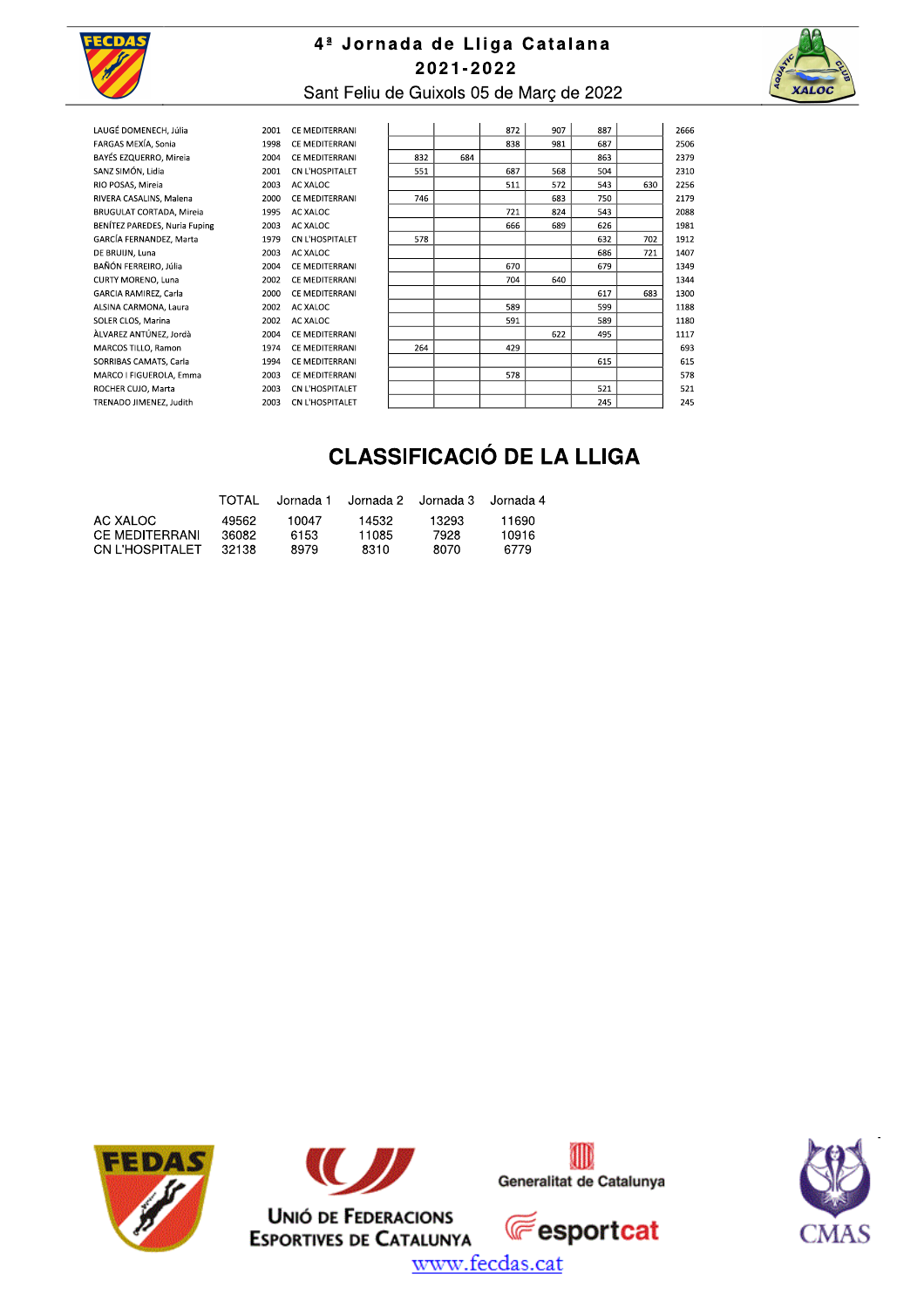| | | | | | | | | | |
|---|---|---|---|---|---|---|---|---|---|
| LAUGÉ DOMENECH, Júlia | 2001 | CE MEDITERRANI | | | 872 | 907 | 887 | | 2666 |
| FARGAS MEXÍA, Sonia | 1998 | CE MEDITERRANI | | | 838 | 981 | 687 | | 2506 |
| BAYÉS EZQUERRO, Mireia | 2004 | CE MEDITERRANI | 832 | 684 | | | 863 | | 2379 |
| SANZ SIMÓN, Lidia | 2001 | CN L'HOSPITALET | 551 | | 687 | 568 | 504 | | 2310 |
| RIO POSAS, Mireia | 2003 | AC XALOC | | | 511 | 572 | 543 | 630 | 2256 |
| RIVERA CASALINS, Malena | 2000 | CE MEDITERRANI | 746 | | | 683 | 750 | | 2179 |
| BRUGULAT CORTADA, Mireia | 1995 | AC XALOC | | | 721 | 824 | 543 | | 2088 |
| BENÍTEZ PAREDES, Nuria Fuping | 2003 | AC XALOC | | | 666 | 689 | 626 | | 1981 |
| GARCÍA FERNANDEZ, Marta | 1979 | CN L'HOSPITALET | 578 | | | | 632 | 702 | 1912 |
| DE BRUIJN, Luna | 2003 | AC XALOC | | | | | 686 | 721 | 1407 |
| BAÑÓN FERREIRO, Júlia | 2004 | CE MEDITERRANI | | | 670 | | 679 | | 1349 |
| CURTY MORENO, Luna | 2002 | CE MEDITERRANI | | | 704 | 640 | | | 1344 |
| GARCIA RAMIREZ, Carla | 2000 | CE MEDITERRANI | | | | | 617 | 683 | 1300 |
| ALSINA CARMONA, Laura | 2002 | AC XALOC | | | 589 | | 599 | | 1188 |
| SOLER CLOS, Marina | 2002 | AC XALOC | | | 591 | | 589 | | 1180 |
| ÀLVAREZ ANTÚNEZ, Jordà | 2004 | CE MEDITERRANI | | | | 622 | 495 | | 1117 |
| MARCOS TILLO, Ramon | 1974 | CE MEDITERRANI | 264 | | 429 | | | | 693 |
| SORRIBAS CAMATS, Carla | 1994 | CE MEDITERRANI | | | | | 615 | | 615 |
| MARCO I FIGUEROLA, Emma | 2003 | CE MEDITERRANI | | | 578 | | | | 578 |
| ROCHER CUJO, Marta | 2003 | CN L'HOSPITALET | | | | | 521 | | 521 |
| TRENADO JIMENEZ, Judith | 2003 | CN L'HOSPITALET | | | | | 245 | | 245 |

# CLASSIFICACIÓ DE LA LLIGA

| | TOTAL | Jornada 1 | Jornada 2 | Jornada 3 | Jornada 4 |
|---|---|---|---|---|---|
| AC XALOC | 49562 | 10047 | 14532 | 13293 | 11690 |
| CE MEDITERRANI | 36082 | 6153 | 11085 | 7928 | 10916 |
| CN L'HOSPITALET | 32138 | 8979 | 8310 | 8070 | 6779 |